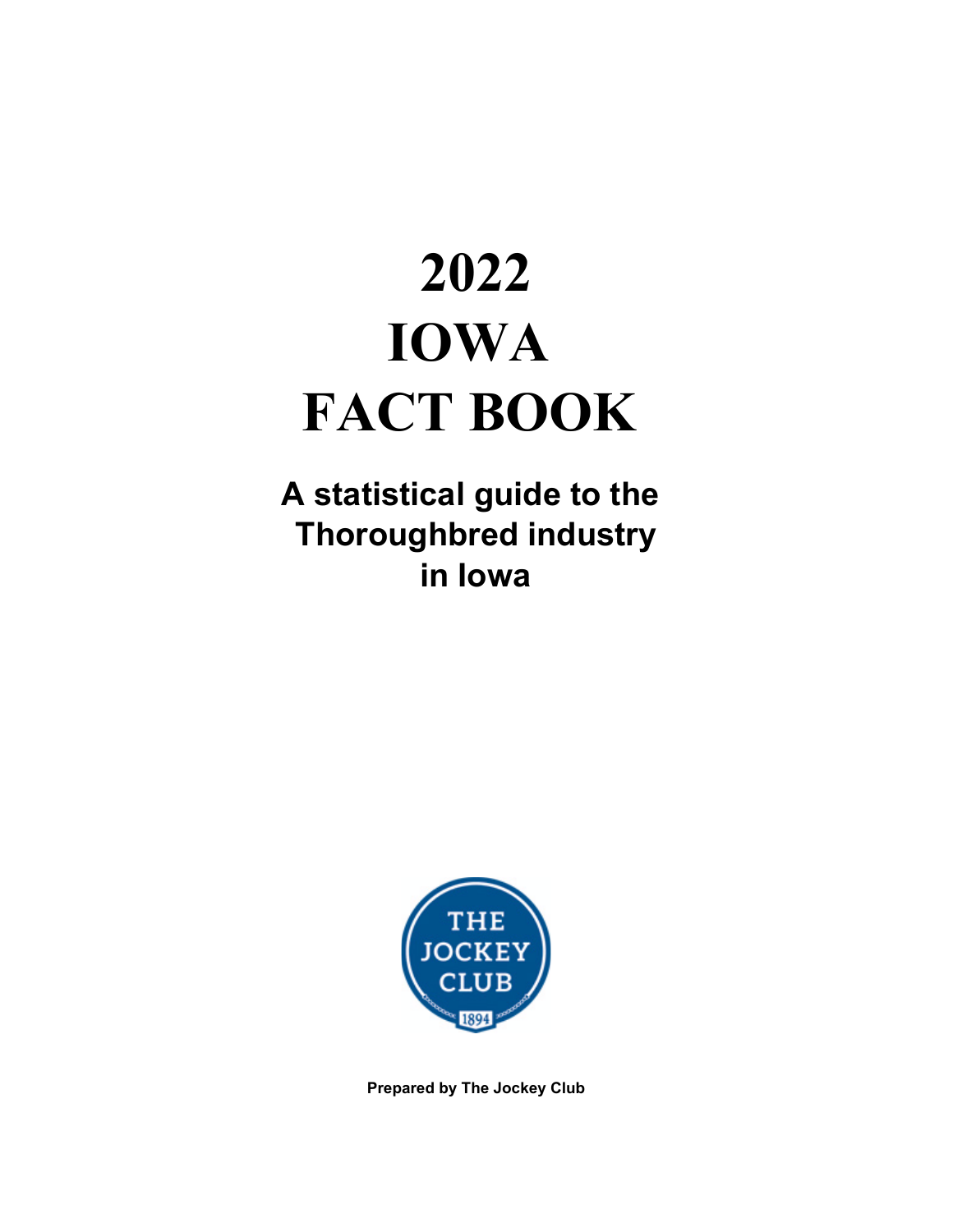# 2022 IOWA FACT BOOK

## A statistical guide to the Thoroughbred industry in Iowa

**Prepared by The Jockey Club**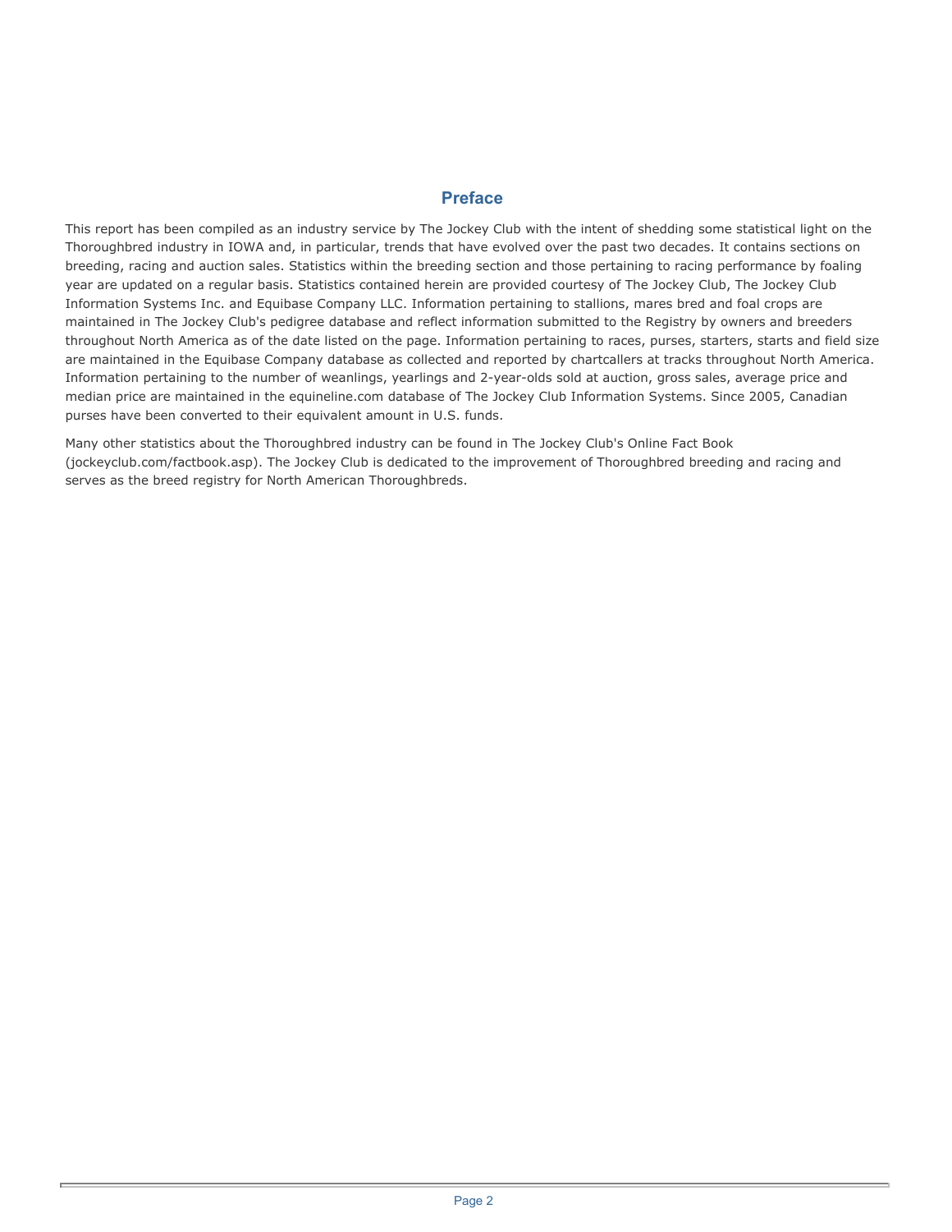## Preface

This report has been compiled as an industry service by The Jockey Club with the intent of shedding some statistical light on the Thoroughbred industry in IOWA and, in particular, trends that have evolved over the past two decades. It contains sections on breeding, racing and auction sales. Statistics within the breeding section and those pertaining to racing performance by foaling year are updated on a regular basis. Statistics contained herein are provided courtesy of The Jockey Club, The Jockey Club Information Systems Inc. and Equibase Company LLC. Information pertaining to stallions, mares bred and foal crops are maintained in The Jockey Club's pedigree database and reflect information submitted to the Registry by owners and breeders throughout North America as of the date listed on the page. Information pertaining to races, purses, starters, starts and field size are maintained in the Equibase Company database as collected and reported by chartcallers at tracks throughout North America. Information pertaining to the number of weanlings, yearlings and 2-year-olds sold at auction, gross sales, average price and median price are maintained in the equineline.com database of The Jockey Club Information Systems. Since 2005, Canadian purses have been converted to their equivalent amount in U.S. funds.

Many other statistics about the Thoroughbred industry can be found in The Jockey Club's Online Fact Book (jockeyclub.com/factbook.asp). The Jockey Club is dedicated to the improvement of Thoroughbred breeding and racing and serves as the breed registry for North American Thoroughbreds.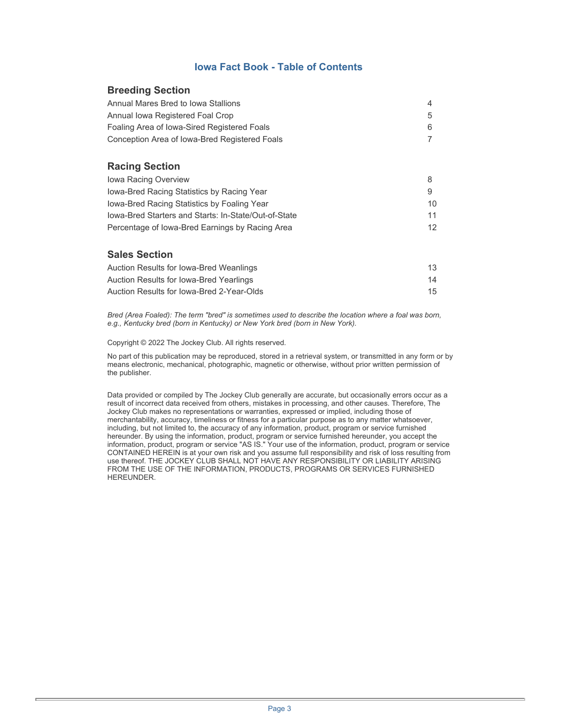# Iowa Fact Book - Table of Contents

## Breeding Section

| | |
|---|---|
| Annual Mares Bred to Iowa Stallions | 4 |
| Annual Iowa Registered Foal Crop | 5 |
| Foaling Area of Iowa-Sired Registered Foals | 6 |
| Conception Area of Iowa-Bred Registered Foals | 7 |

## Racing Section

| | |
|---|---|
| Iowa Racing Overview | 8 |
| Iowa-Bred Racing Statistics by Racing Year | 9 |
| Iowa-Bred Racing Statistics by Foaling Year | 10 |
| Iowa-Bred Starters and Starts: In-State/Out-of-State | 11 |
| Percentage of Iowa-Bred Earnings by Racing Area | 12 |

## Sales Section

| | |
|---|---|
| Auction Results for Iowa-Bred Weanlings | 13 |
| Auction Results for Iowa-Bred Yearlings | 14 |
| Auction Results for Iowa-Bred 2-Year-Olds | 15 |

*Bred (Area Foaled): The term "bred" is sometimes used to describe the location where a foal was born, e.g., Kentucky bred (born in Kentucky) or New York bred (born in New York).*

Copyright © 2022 The Jockey Club. All rights reserved.

No part of this publication may be reproduced, stored in a retrieval system, or transmitted in any form or by means electronic, mechanical, photographic, magnetic or otherwise, without prior written permission of the publisher.

Data provided or compiled by The Jockey Club generally are accurate, but occasionally errors occur as a result of incorrect data received from others, mistakes in processing, and other causes. Therefore, The Jockey Club makes no representations or warranties, expressed or implied, including those of merchantability, accuracy, timeliness or fitness for a particular purpose as to any matter whatsoever, including, but not limited to, the accuracy of any information, product, program or service furnished hereunder. By using the information, product, program or service furnished hereunder, you accept the information, product, program or service "AS IS." Your use of the information, product, program or service CONTAINED HEREIN is at your own risk and you assume full responsibility and risk of loss resulting from use thereof. THE JOCKEY CLUB SHALL NOT HAVE ANY RESPONSIBILITY OR LIABILITY ARISING FROM THE USE OF THE INFORMATION, PRODUCTS, PROGRAMS OR SERVICES FURNISHED HEREUNDER.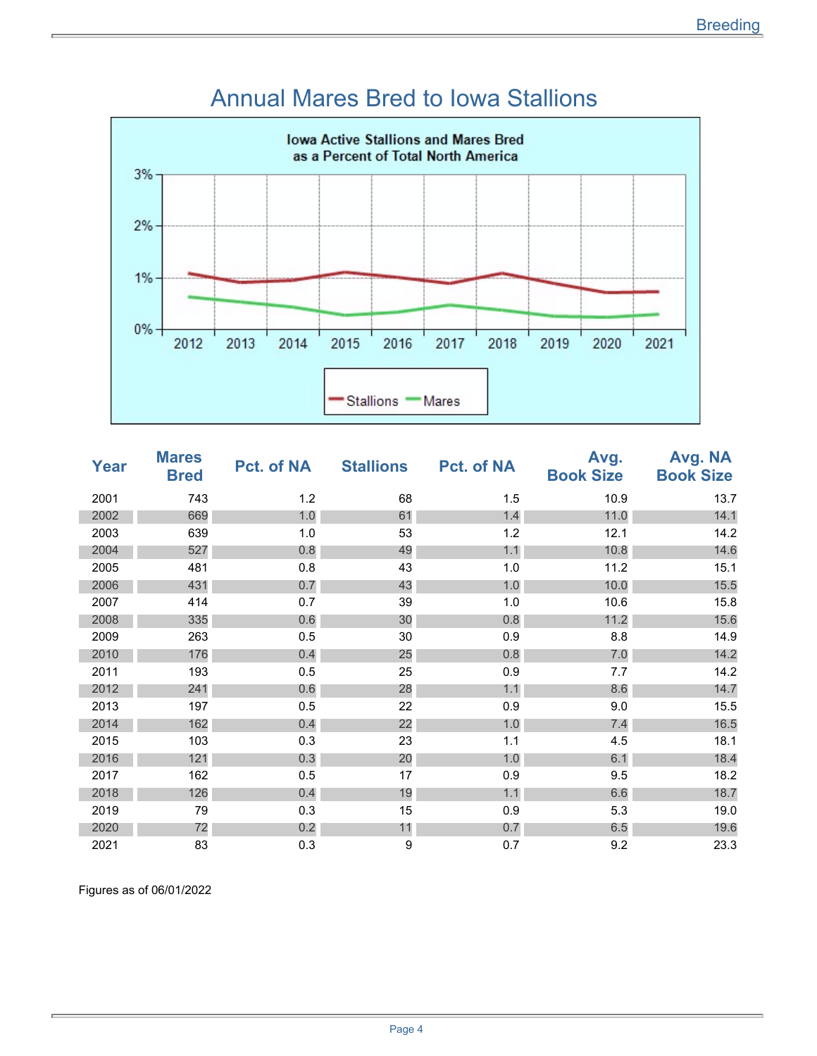# Annual Mares Bred to Iowa Stallions

| Year | Mares Bred | Pct. of NA | Stallions | Pct. of NA | Avg. Book Size | Avg. NA Book Size |
|---|---|---|---|---|---|---|
| 2001 | 743 | 1.2 | 68 | 1.5 | 10.9 | 13.7 |
| 2002 | 669 | 1.0 | 61 | 1.4 | 11.0 | 14.1 |
| 2003 | 639 | 1.0 | 53 | 1.2 | 12.1 | 14.2 |
| 2004 | 527 | 0.8 | 49 | 1.1 | 10.8 | 14.6 |
| 2005 | 481 | 0.8 | 43 | 1.0 | 11.2 | 15.1 |
| 2006 | 431 | 0.7 | 43 | 1.0 | 10.0 | 15.5 |
| 2007 | 414 | 0.7 | 39 | 1.0 | 10.6 | 15.8 |
| 2008 | 335 | 0.6 | 30 | 0.8 | 11.2 | 15.6 |
| 2009 | 263 | 0.5 | 30 | 0.9 | 8.8 | 14.9 |
| 2010 | 176 | 0.4 | 25 | 0.8 | 7.0 | 14.2 |
| 2011 | 193 | 0.5 | 25 | 0.9 | 7.7 | 14.2 |
| 2012 | 241 | 0.6 | 28 | 1.1 | 8.6 | 14.7 |
| 2013 | 197 | 0.5 | 22 | 0.9 | 9.0 | 15.5 |
| 2014 | 162 | 0.4 | 22 | 1.0 | 7.4 | 16.5 |
| 2015 | 103 | 0.3 | 23 | 1.1 | 4.5 | 18.1 |
| 2016 | 121 | 0.3 | 20 | 1.0 | 6.1 | 18.4 |
| 2017 | 162 | 0.5 | 17 | 0.9 | 9.5 | 18.2 |
| 2018 | 126 | 0.4 | 19 | 1.1 | 6.6 | 18.7 |
| 2019 | 79 | 0.3 | 15 | 0.9 | 5.3 | 19.0 |
| 2020 | 72 | 0.2 | 11 | 0.7 | 6.5 | 19.6 |
| 2021 | 83 | 0.3 | 9 | 0.7 | 9.2 | 23.3 |

Figures as of 06/01/2022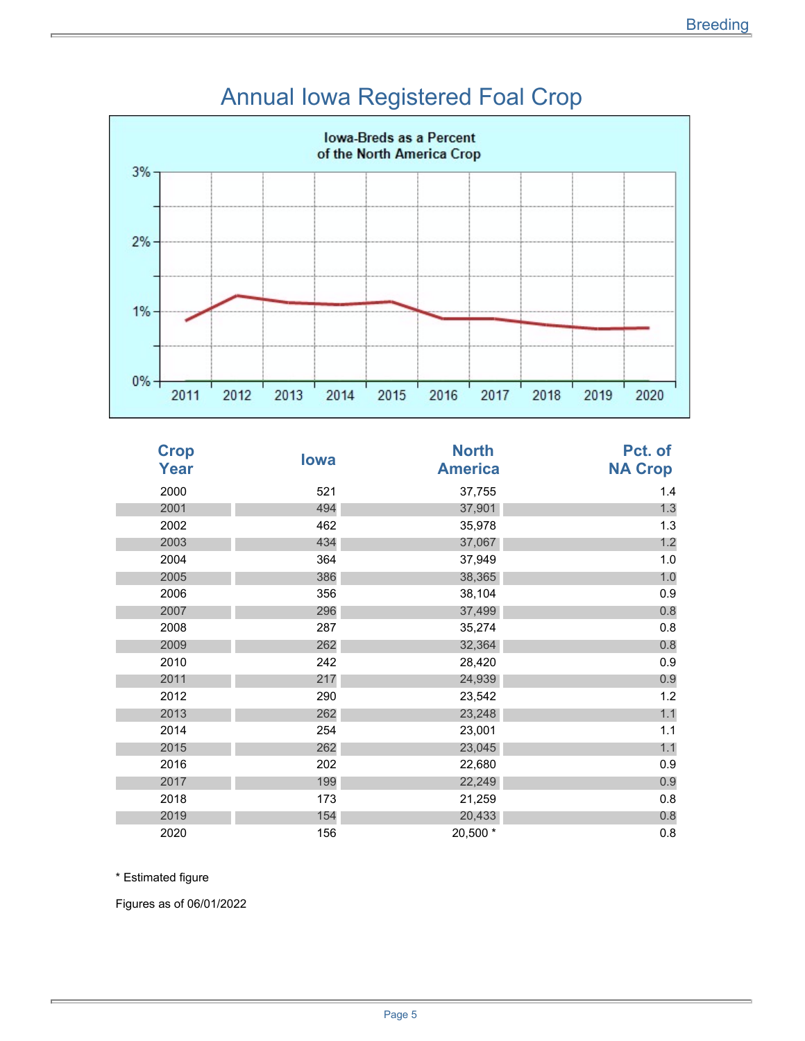# Annual Iowa Registered Foal Crop

Iowa-Breds as a Percent of the North America Crop

| Crop Year | Iowa | North America | Pct. of NA Crop |
|---|---|---|---|
| 2000 | 521 | 37,755 | 1.4 |
| 2001 | 494 | 37,901 | 1.3 |
| 2002 | 462 | 35,978 | 1.3 |
| 2003 | 434 | 37,067 | 1.2 |
| 2004 | 364 | 37,949 | 1.0 |
| 2005 | 386 | 38,365 | 1.0 |
| 2006 | 356 | 38,104 | 0.9 |
| 2007 | 296 | 37,499 | 0.8 |
| 2008 | 287 | 35,274 | 0.8 |
| 2009 | 262 | 32,364 | 0.8 |
| 2010 | 242 | 28,420 | 0.9 |
| 2011 | 217 | 24,939 | 0.9 |
| 2012 | 290 | 23,542 | 1.2 |
| 2013 | 262 | 23,248 | 1.1 |
| 2014 | 254 | 23,001 | 1.1 |
| 2015 | 262 | 23,045 | 1.1 |
| 2016 | 202 | 22,680 | 0.9 |
| 2017 | 199 | 22,249 | 0.9 |
| 2018 | 173 | 21,259 | 0.8 |
| 2019 | 154 | 20,433 | 0.8 |
| 2020 | 156 | 20,500 * | 0.8 |

* Estimated figure

Figures as of 06/01/2022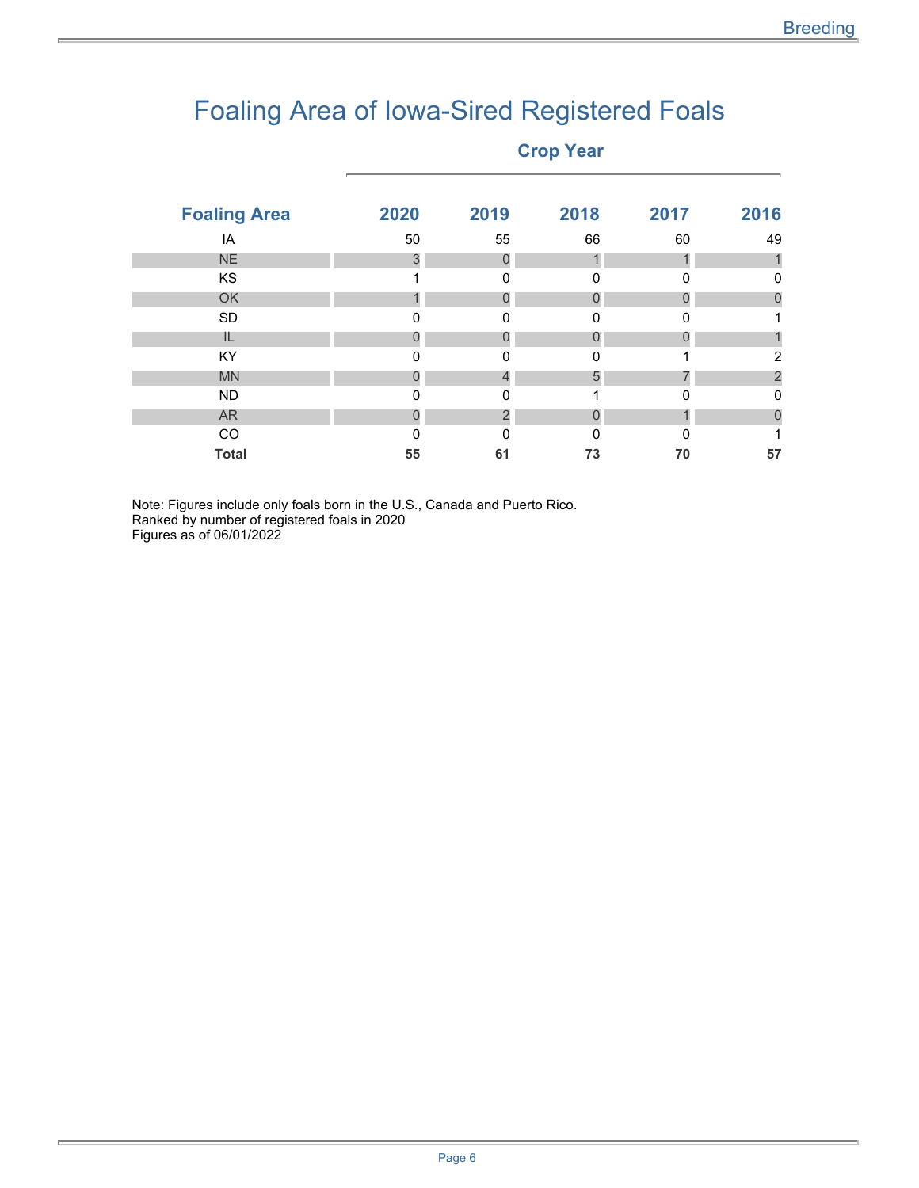# Foaling Area of Iowa-Sired Registered Foals

| Foaling Area | Crop Year | | | | |
|---|---|---|---|---|---|
| | **2020** | **2019** | **2018** | **2017** | **2016** |
| IA | 50 | 55 | 66 | 60 | 49 |
| NE | 3 | 0 | 1 | 1 | 1 |
| KS | 1 | 0 | 0 | 0 | 0 |
| OK | 1 | 0 | 0 | 0 | 0 |
| SD | 0 | 0 | 0 | 0 | 1 |
| IL | 0 | 0 | 0 | 0 | 1 |
| KY | 0 | 0 | 0 | 1 | 2 |
| MN | 0 | 4 | 5 | 7 | 2 |
| ND | 0 | 0 | 1 | 0 | 0 |
| AR | 0 | 2 | 0 | 1 | 0 |
| CO | 0 | 0 | 0 | 0 | 1 |
| **Total** | **55** | **61** | **73** | **70** | **57** |

Note: Figures include only foals born in the U.S., Canada and Puerto Rico.
Ranked by number of registered foals in 2020
Figures as of 06/01/2022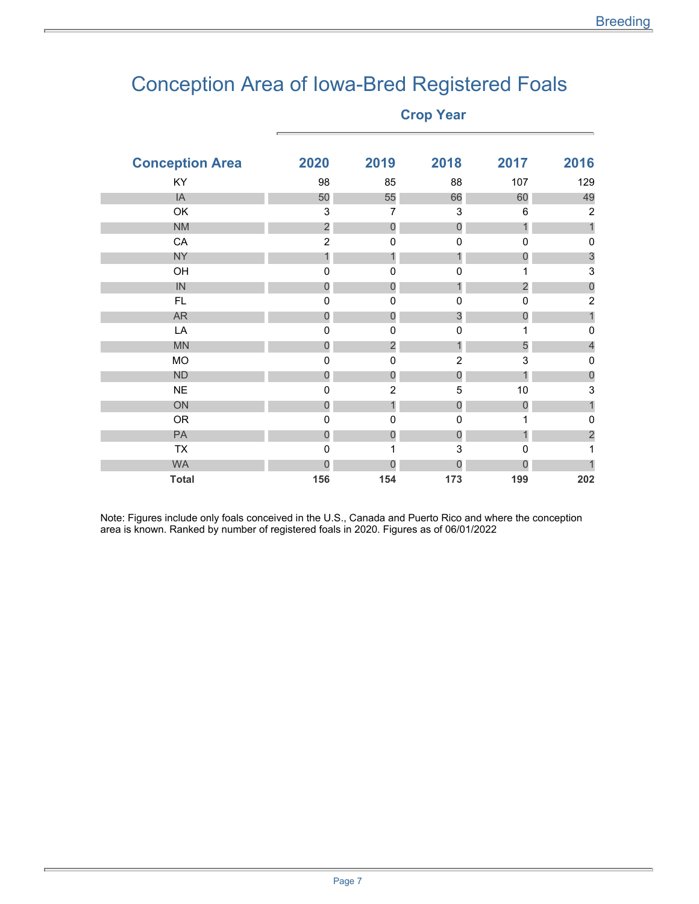# Conception Area of Iowa-Bred Registered Foals

| Conception Area | Crop Year 2020 | 2019 | 2018 | 2017 | 2016 |
|---|---|---|---|---|---|
| KY | 98 | 85 | 88 | 107 | 129 |
| IA | 50 | 55 | 66 | 60 | 49 |
| OK | 3 | 7 | 3 | 6 | 2 |
| NM | 2 | 0 | 0 | 1 | 1 |
| CA | 2 | 0 | 0 | 0 | 0 |
| NY | 1 | 1 | 1 | 0 | 3 |
| OH | 0 | 0 | 0 | 1 | 3 |
| IN | 0 | 0 | 1 | 2 | 0 |
| FL | 0 | 0 | 0 | 0 | 2 |
| AR | 0 | 0 | 3 | 0 | 1 |
| LA | 0 | 0 | 0 | 1 | 0 |
| MN | 0 | 2 | 1 | 5 | 4 |
| MO | 0 | 0 | 2 | 3 | 0 |
| ND | 0 | 0 | 0 | 1 | 0 |
| NE | 0 | 2 | 5 | 10 | 3 |
| ON | 0 | 1 | 0 | 0 | 1 |
| OR | 0 | 0 | 0 | 1 | 0 |
| PA | 0 | 0 | 0 | 1 | 2 |
| TX | 0 | 1 | 3 | 0 | 1 |
| WA | 0 | 0 | 0 | 0 | 1 |
| **Total** | **156** | **154** | **173** | **199** | **202** |

Note: Figures include only foals conceived in the U.S., Canada and Puerto Rico and where the conception area is known. Ranked by number of registered foals in 2020. Figures as of 06/01/2022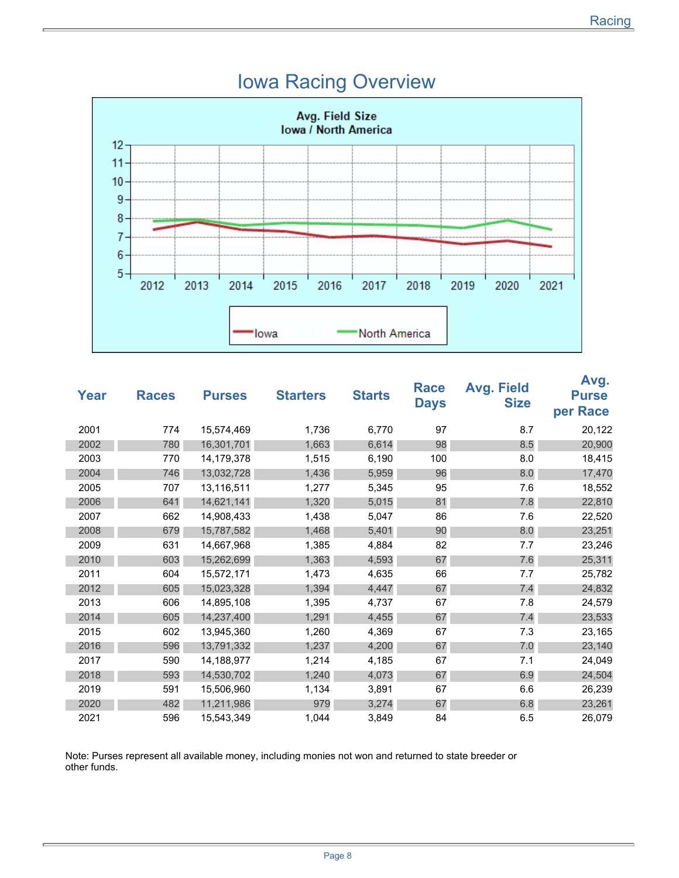# Iowa Racing Overview

Avg. Field Size
Iowa / North America

| Year | Races | Purses | Starters | Starts | Race Days | Avg. Field Size | Avg. Purse per Race |
|---|---|---|---|---|---|---|---|
| 2001 | 774 | 15,574,469 | 1,736 | 6,770 | 97 | 8.7 | 20,122 |
| 2002 | 780 | 16,301,701 | 1,663 | 6,614 | 98 | 8.5 | 20,900 |
| 2003 | 770 | 14,179,378 | 1,515 | 6,190 | 100 | 8.0 | 18,415 |
| 2004 | 746 | 13,032,728 | 1,436 | 5,959 | 96 | 8.0 | 17,470 |
| 2005 | 707 | 13,116,511 | 1,277 | 5,345 | 95 | 7.6 | 18,552 |
| 2006 | 641 | 14,621,141 | 1,320 | 5,015 | 81 | 7.8 | 22,810 |
| 2007 | 662 | 14,908,433 | 1,438 | 5,047 | 86 | 7.6 | 22,520 |
| 2008 | 679 | 15,787,582 | 1,468 | 5,401 | 90 | 8.0 | 23,251 |
| 2009 | 631 | 14,667,968 | 1,385 | 4,884 | 82 | 7.7 | 23,246 |
| 2010 | 603 | 15,262,699 | 1,363 | 4,593 | 67 | 7.6 | 25,311 |
| 2011 | 604 | 15,572,171 | 1,473 | 4,635 | 66 | 7.7 | 25,782 |
| 2012 | 605 | 15,023,328 | 1,394 | 4,447 | 67 | 7.4 | 24,832 |
| 2013 | 606 | 14,895,108 | 1,395 | 4,737 | 67 | 7.8 | 24,579 |
| 2014 | 605 | 14,237,400 | 1,291 | 4,455 | 67 | 7.4 | 23,533 |
| 2015 | 602 | 13,945,360 | 1,260 | 4,369 | 67 | 7.3 | 23,165 |
| 2016 | 596 | 13,791,332 | 1,237 | 4,200 | 67 | 7.0 | 23,140 |
| 2017 | 590 | 14,188,977 | 1,214 | 4,185 | 67 | 7.1 | 24,049 |
| 2018 | 593 | 14,530,702 | 1,240 | 4,073 | 67 | 6.9 | 24,504 |
| 2019 | 591 | 15,506,960 | 1,134 | 3,891 | 67 | 6.6 | 26,239 |
| 2020 | 482 | 11,211,986 | 979 | 3,274 | 67 | 6.8 | 23,261 |
| 2021 | 596 | 15,543,349 | 1,044 | 3,849 | 84 | 6.5 | 26,079 |

Note: Purses represent all available money, including monies not won and returned to state breeder or other funds.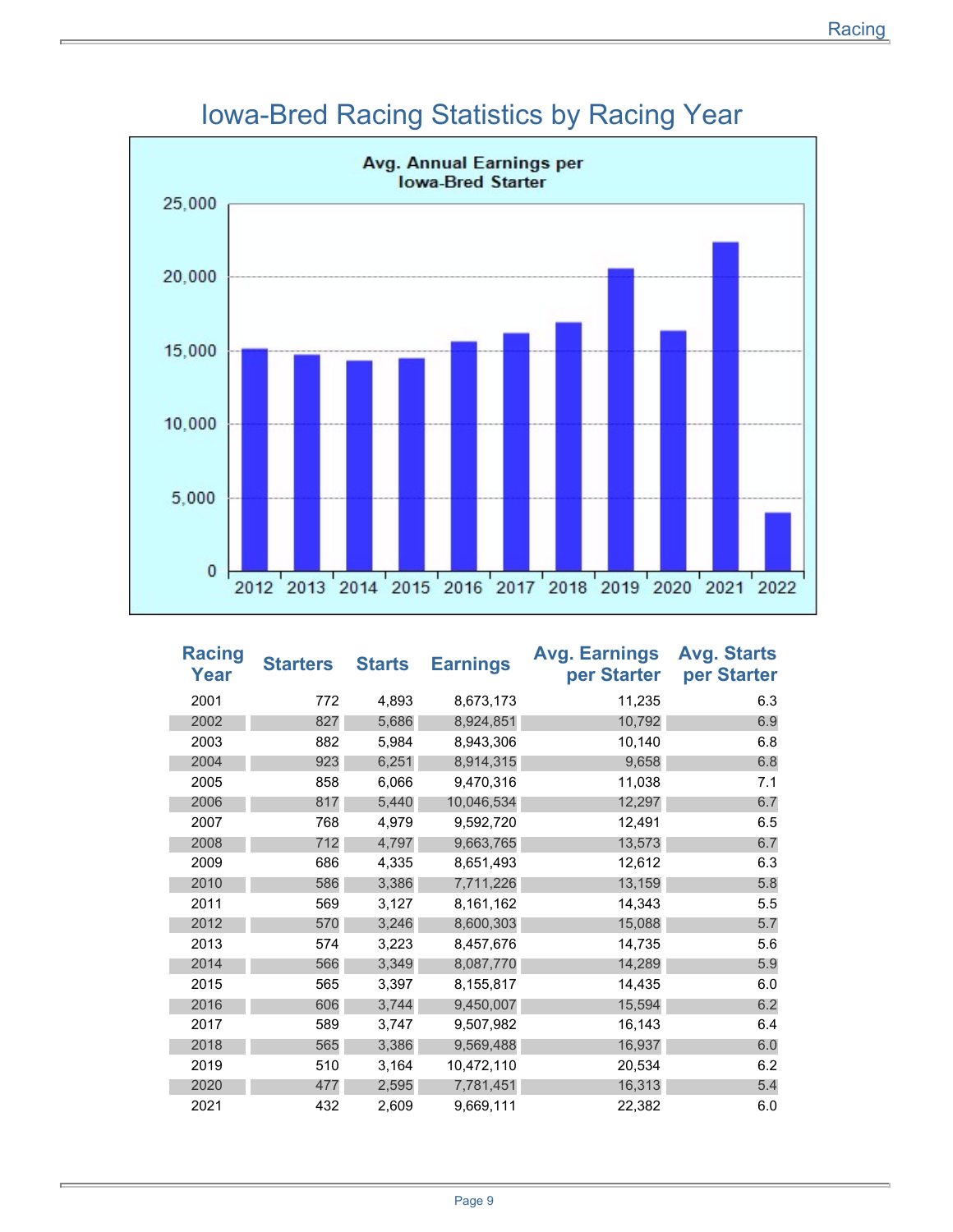# Iowa-Bred Racing Statistics by Racing Year

| Racing Year | Starters | Starts | Earnings | Avg. Earnings per Starter | Avg. Starts per Starter |
|---|---|---|---|---|---|
| 2001 | 772 | 4,893 | 8,673,173 | 11,235 | 6.3 |
| 2002 | 827 | 5,686 | 8,924,851 | 10,792 | 6.9 |
| 2003 | 882 | 5,984 | 8,943,306 | 10,140 | 6.8 |
| 2004 | 923 | 6,251 | 8,914,315 | 9,658 | 6.8 |
| 2005 | 858 | 6,066 | 9,470,316 | 11,038 | 7.1 |
| 2006 | 817 | 5,440 | 10,046,534 | 12,297 | 6.7 |
| 2007 | 768 | 4,979 | 9,592,720 | 12,491 | 6.5 |
| 2008 | 712 | 4,797 | 9,663,765 | 13,573 | 6.7 |
| 2009 | 686 | 4,335 | 8,651,493 | 12,612 | 6.3 |
| 2010 | 586 | 3,386 | 7,711,226 | 13,159 | 5.8 |
| 2011 | 569 | 3,127 | 8,161,162 | 14,343 | 5.5 |
| 2012 | 570 | 3,246 | 8,600,303 | 15,088 | 5.7 |
| 2013 | 574 | 3,223 | 8,457,676 | 14,735 | 5.6 |
| 2014 | 566 | 3,349 | 8,087,770 | 14,289 | 5.9 |
| 2015 | 565 | 3,397 | 8,155,817 | 14,435 | 6.0 |
| 2016 | 606 | 3,744 | 9,450,007 | 15,594 | 6.2 |
| 2017 | 589 | 3,747 | 9,507,982 | 16,143 | 6.4 |
| 2018 | 565 | 3,386 | 9,569,488 | 16,937 | 6.0 |
| 2019 | 510 | 3,164 | 10,472,110 | 20,534 | 6.2 |
| 2020 | 477 | 2,595 | 7,781,451 | 16,313 | 5.4 |
| 2021 | 432 | 2,609 | 9,669,111 | 22,382 | 6.0 |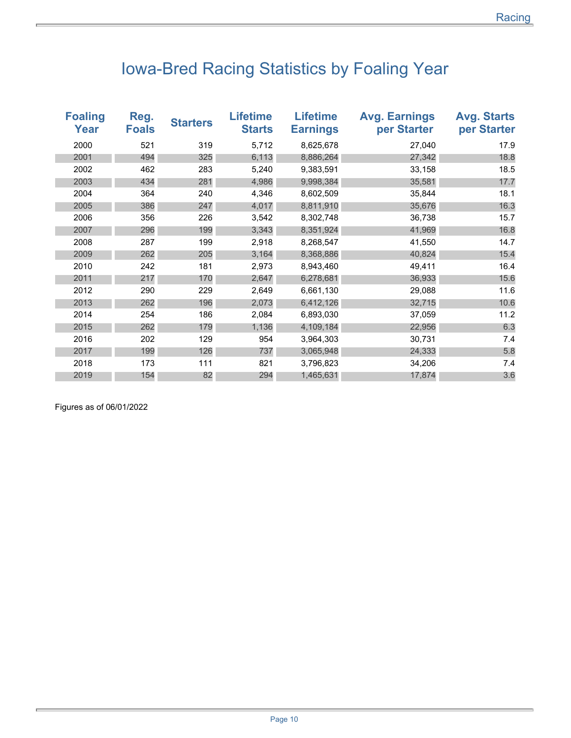# Iowa-Bred Racing Statistics by Foaling Year

| Foaling Year | Reg. Foals | Starters | Lifetime Starts | Lifetime Earnings | Avg. Earnings per Starter | Avg. Starts per Starter |
|---|---|---|---|---|---|---|
| 2000 | 521 | 319 | 5,712 | 8,625,678 | 27,040 | 17.9 |
| 2001 | 494 | 325 | 6,113 | 8,886,264 | 27,342 | 18.8 |
| 2002 | 462 | 283 | 5,240 | 9,383,591 | 33,158 | 18.5 |
| 2003 | 434 | 281 | 4,986 | 9,998,384 | 35,581 | 17.7 |
| 2004 | 364 | 240 | 4,346 | 8,602,509 | 35,844 | 18.1 |
| 2005 | 386 | 247 | 4,017 | 8,811,910 | 35,676 | 16.3 |
| 2006 | 356 | 226 | 3,542 | 8,302,748 | 36,738 | 15.7 |
| 2007 | 296 | 199 | 3,343 | 8,351,924 | 41,969 | 16.8 |
| 2008 | 287 | 199 | 2,918 | 8,268,547 | 41,550 | 14.7 |
| 2009 | 262 | 205 | 3,164 | 8,368,886 | 40,824 | 15.4 |
| 2010 | 242 | 181 | 2,973 | 8,943,460 | 49,411 | 16.4 |
| 2011 | 217 | 170 | 2,647 | 6,278,681 | 36,933 | 15.6 |
| 2012 | 290 | 229 | 2,649 | 6,661,130 | 29,088 | 11.6 |
| 2013 | 262 | 196 | 2,073 | 6,412,126 | 32,715 | 10.6 |
| 2014 | 254 | 186 | 2,084 | 6,893,030 | 37,059 | 11.2 |
| 2015 | 262 | 179 | 1,136 | 4,109,184 | 22,956 | 6.3 |
| 2016 | 202 | 129 | 954 | 3,964,303 | 30,731 | 7.4 |
| 2017 | 199 | 126 | 737 | 3,065,948 | 24,333 | 5.8 |
| 2018 | 173 | 111 | 821 | 3,796,823 | 34,206 | 7.4 |
| 2019 | 154 | 82 | 294 | 1,465,631 | 17,874 | 3.6 |

Figures as of 06/01/2022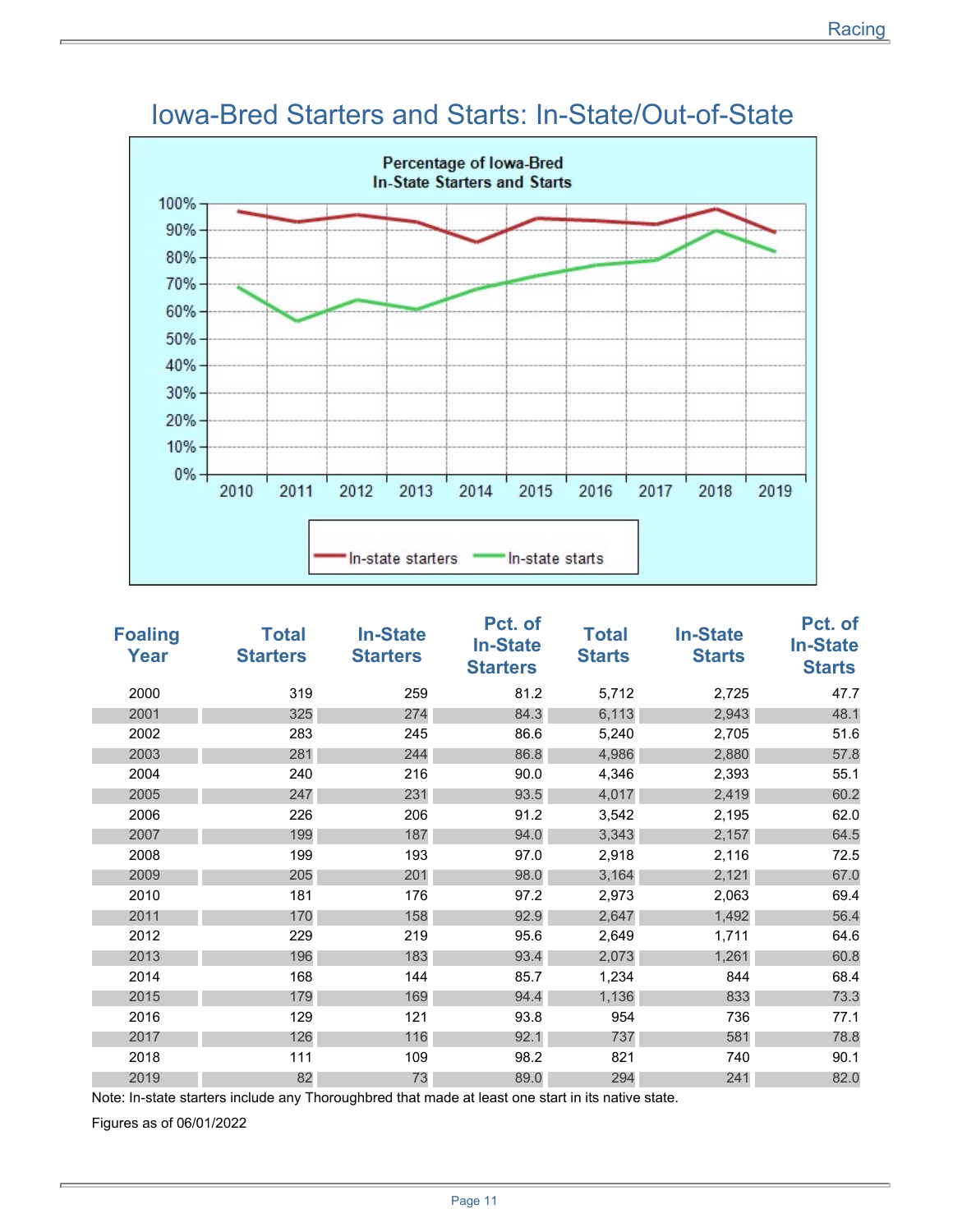# Iowa-Bred Starters and Starts: In-State/Out-of-State

| Foaling Year | Total Starters | In-State Starters | Pct. of In-State Starters | Total Starts | In-State Starts | Pct. of In-State Starts |
|---|---|---|---|---|---|---|
| 2000 | 319 | 259 | 81.2 | 5,712 | 2,725 | 47.7 |
| 2001 | 325 | 274 | 84.3 | 6,113 | 2,943 | 48.1 |
| 2002 | 283 | 245 | 86.6 | 5,240 | 2,705 | 51.6 |
| 2003 | 281 | 244 | 86.8 | 4,986 | 2,880 | 57.8 |
| 2004 | 240 | 216 | 90.0 | 4,346 | 2,393 | 55.1 |
| 2005 | 247 | 231 | 93.5 | 4,017 | 2,419 | 60.2 |
| 2006 | 226 | 206 | 91.2 | 3,542 | 2,195 | 62.0 |
| 2007 | 199 | 187 | 94.0 | 3,343 | 2,157 | 64.5 |
| 2008 | 199 | 193 | 97.0 | 2,918 | 2,116 | 72.5 |
| 2009 | 205 | 201 | 98.0 | 3,164 | 2,121 | 67.0 |
| 2010 | 181 | 176 | 97.2 | 2,973 | 2,063 | 69.4 |
| 2011 | 170 | 158 | 92.9 | 2,647 | 1,492 | 56.4 |
| 2012 | 229 | 219 | 95.6 | 2,649 | 1,711 | 64.6 |
| 2013 | 196 | 183 | 93.4 | 2,073 | 1,261 | 60.8 |
| 2014 | 168 | 144 | 85.7 | 1,234 | 844 | 68.4 |
| 2015 | 179 | 169 | 94.4 | 1,136 | 833 | 73.3 |
| 2016 | 129 | 121 | 93.8 | 954 | 736 | 77.1 |
| 2017 | 126 | 116 | 92.1 | 737 | 581 | 78.8 |
| 2018 | 111 | 109 | 98.2 | 821 | 740 | 90.1 |
| 2019 | 82 | 73 | 89.0 | 294 | 241 | 82.0 |

Note: In-state starters include any Thoroughbred that made at least one start in its native state.

Figures as of 06/01/2022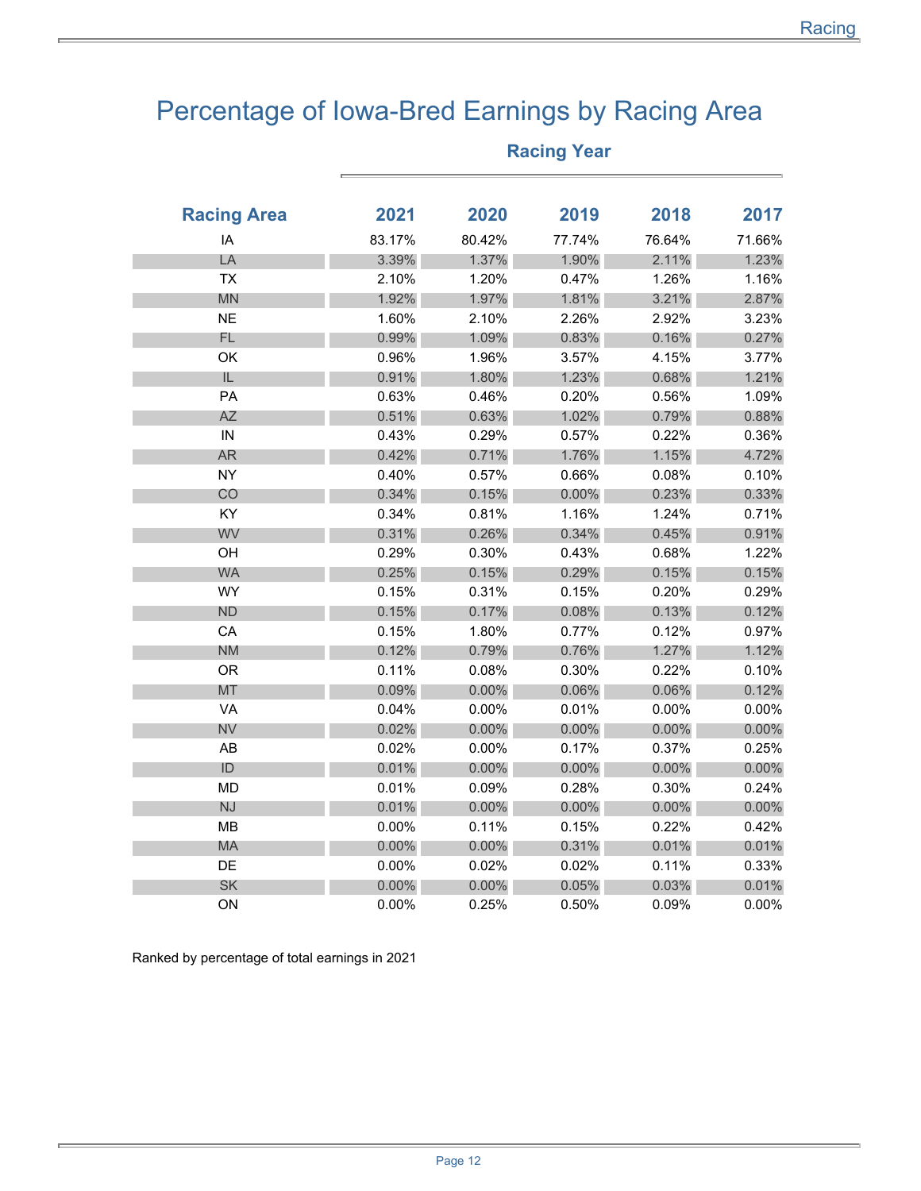# Percentage of Iowa-Bred Earnings by Racing Area

| Racing Area | 2021 | 2020 | 2019 | 2018 | 2017 |
|---|---|---|---|---|---|
| | Racing Year | | | | |
| IA | 83.17% | 80.42% | 77.74% | 76.64% | 71.66% |
| LA | 3.39% | 1.37% | 1.90% | 2.11% | 1.23% |
| TX | 2.10% | 1.20% | 0.47% | 1.26% | 1.16% |
| MN | 1.92% | 1.97% | 1.81% | 3.21% | 2.87% |
| NE | 1.60% | 2.10% | 2.26% | 2.92% | 3.23% |
| FL | 0.99% | 1.09% | 0.83% | 0.16% | 0.27% |
| OK | 0.96% | 1.96% | 3.57% | 4.15% | 3.77% |
| IL | 0.91% | 1.80% | 1.23% | 0.68% | 1.21% |
| PA | 0.63% | 0.46% | 0.20% | 0.56% | 1.09% |
| AZ | 0.51% | 0.63% | 1.02% | 0.79% | 0.88% |
| IN | 0.43% | 0.29% | 0.57% | 0.22% | 0.36% |
| AR | 0.42% | 0.71% | 1.76% | 1.15% | 4.72% |
| NY | 0.40% | 0.57% | 0.66% | 0.08% | 0.10% |
| CO | 0.34% | 0.15% | 0.00% | 0.23% | 0.33% |
| KY | 0.34% | 0.81% | 1.16% | 1.24% | 0.71% |
| WV | 0.31% | 0.26% | 0.34% | 0.45% | 0.91% |
| OH | 0.29% | 0.30% | 0.43% | 0.68% | 1.22% |
| WA | 0.25% | 0.15% | 0.29% | 0.15% | 0.15% |
| WY | 0.15% | 0.31% | 0.15% | 0.20% | 0.29% |
| ND | 0.15% | 0.17% | 0.08% | 0.13% | 0.12% |
| CA | 0.15% | 1.80% | 0.77% | 0.12% | 0.97% |
| NM | 0.12% | 0.79% | 0.76% | 1.27% | 1.12% |
| OR | 0.11% | 0.08% | 0.30% | 0.22% | 0.10% |
| MT | 0.09% | 0.00% | 0.06% | 0.06% | 0.12% |
| VA | 0.04% | 0.00% | 0.01% | 0.00% | 0.00% |
| NV | 0.02% | 0.00% | 0.00% | 0.00% | 0.00% |
| AB | 0.02% | 0.00% | 0.17% | 0.37% | 0.25% |
| ID | 0.01% | 0.00% | 0.00% | 0.00% | 0.00% |
| MD | 0.01% | 0.09% | 0.28% | 0.30% | 0.24% |
| NJ | 0.01% | 0.00% | 0.00% | 0.00% | 0.00% |
| MB | 0.00% | 0.11% | 0.15% | 0.22% | 0.42% |
| MA | 0.00% | 0.00% | 0.31% | 0.01% | 0.01% |
| DE | 0.00% | 0.02% | 0.02% | 0.11% | 0.33% |
| SK | 0.00% | 0.00% | 0.05% | 0.03% | 0.01% |
| ON | 0.00% | 0.25% | 0.50% | 0.09% | 0.00% |

Ranked by percentage of total earnings in 2021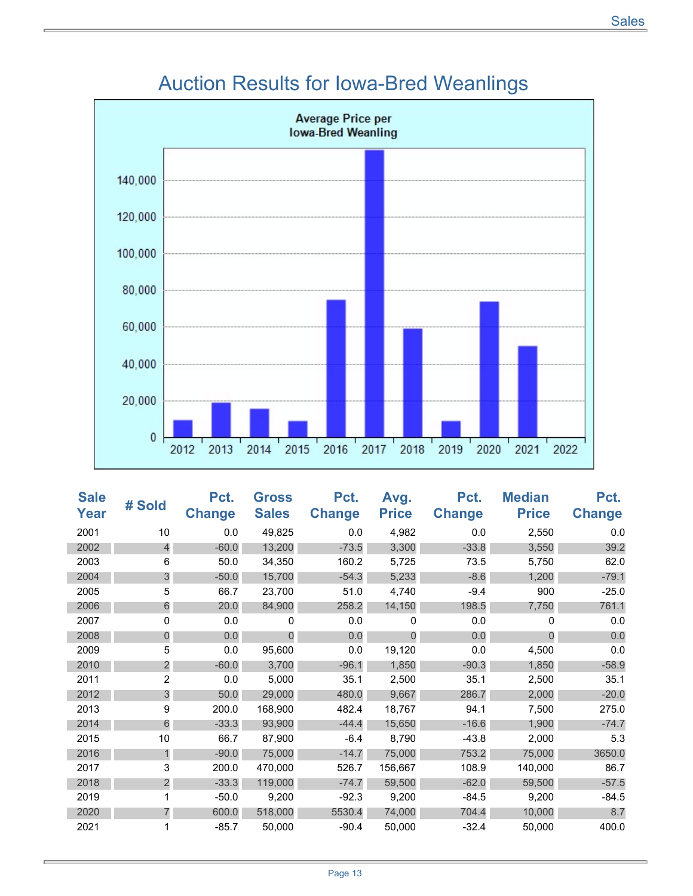# Auction Results for Iowa-Bred Weanlings

| Sale Year | # Sold | Pct. Change | Gross Sales | Pct. Change | Avg. Price | Pct. Change | Median Price | Pct. Change |
|---|---|---|---|---|---|---|---|---|
| 2001 | 10 | 0.0 | 49,825 | 0.0 | 4,982 | 0.0 | 2,550 | 0.0 |
| 2002 | 4 | -60.0 | 13,200 | -73.5 | 3,300 | -33.8 | 3,550 | 39.2 |
| 2003 | 6 | 50.0 | 34,350 | 160.2 | 5,725 | 73.5 | 5,750 | 62.0 |
| 2004 | 3 | -50.0 | 15,700 | -54.3 | 5,233 | -8.6 | 1,200 | -79.1 |
| 2005 | 5 | 66.7 | 23,700 | 51.0 | 4,740 | -9.4 | 900 | -25.0 |
| 2006 | 6 | 20.0 | 84,900 | 258.2 | 14,150 | 198.5 | 7,750 | 761.1 |
| 2007 | 0 | 0.0 | 0 | 0.0 | 0 | 0.0 | 0 | 0.0 |
| 2008 | 0 | 0.0 | 0 | 0.0 | 0 | 0.0 | 0 | 0.0 |
| 2009 | 5 | 0.0 | 95,600 | 0.0 | 19,120 | 0.0 | 4,500 | 0.0 |
| 2010 | 2 | -60.0 | 3,700 | -96.1 | 1,850 | -90.3 | 1,850 | -58.9 |
| 2011 | 2 | 0.0 | 5,000 | 35.1 | 2,500 | 35.1 | 2,500 | 35.1 |
| 2012 | 3 | 50.0 | 29,000 | 480.0 | 9,667 | 286.7 | 2,000 | -20.0 |
| 2013 | 9 | 200.0 | 168,900 | 482.4 | 18,767 | 94.1 | 7,500 | 275.0 |
| 2014 | 6 | -33.3 | 93,900 | -44.4 | 15,650 | -16.6 | 1,900 | -74.7 |
| 2015 | 10 | 66.7 | 87,900 | -6.4 | 8,790 | -43.8 | 2,000 | 5.3 |
| 2016 | 1 | -90.0 | 75,000 | -14.7 | 75,000 | 753.2 | 75,000 | 3650.0 |
| 2017 | 3 | 200.0 | 470,000 | 526.7 | 156,667 | 108.9 | 140,000 | 86.7 |
| 2018 | 2 | -33.3 | 119,000 | -74.7 | 59,500 | -62.0 | 59,500 | -57.5 |
| 2019 | 1 | -50.0 | 9,200 | -92.3 | 9,200 | -84.5 | 9,200 | -84.5 |
| 2020 | 7 | 600.0 | 518,000 | 5530.4 | 74,000 | 704.4 | 10,000 | 8.7 |
| 2021 | 1 | -85.7 | 50,000 | -90.4 | 50,000 | -32.4 | 50,000 | 400.0 |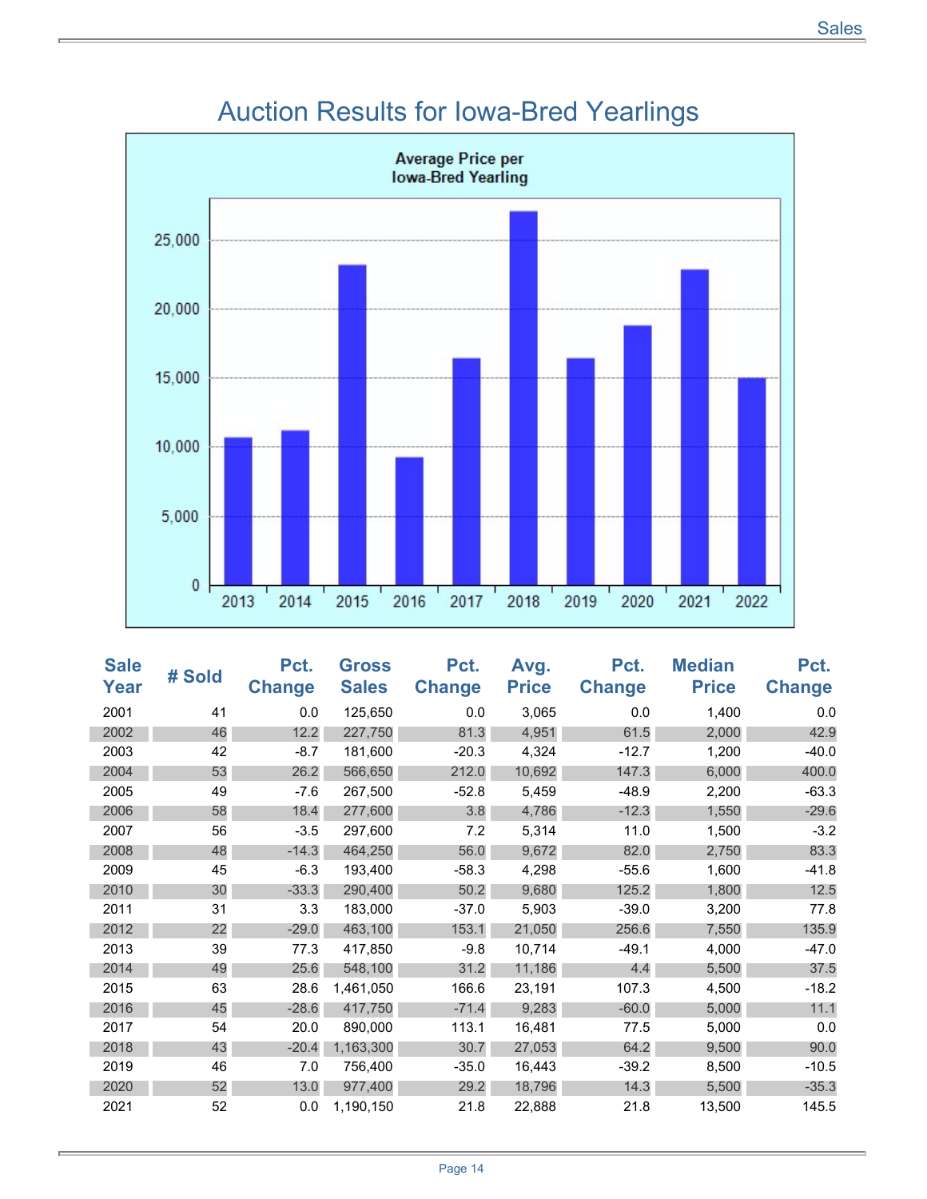# Auction Results for Iowa-Bred Yearlings

Average Price per Iowa-Bred Yearling

| Sale Year | # Sold | Pct. Change | Gross Sales | Pct. Change | Avg. Price | Pct. Change | Median Price | Pct. Change |
|---|---|---|---|---|---|---|---|---|
| 2001 | 41 | 0.0 | 125,650 | 0.0 | 3,065 | 0.0 | 1,400 | 0.0 |
| 2002 | 46 | 12.2 | 227,750 | 81.3 | 4,951 | 61.5 | 2,000 | 42.9 |
| 2003 | 42 | -8.7 | 181,600 | -20.3 | 4,324 | -12.7 | 1,200 | -40.0 |
| 2004 | 53 | 26.2 | 566,650 | 212.0 | 10,692 | 147.3 | 6,000 | 400.0 |
| 2005 | 49 | -7.6 | 267,500 | -52.8 | 5,459 | -48.9 | 2,200 | -63.3 |
| 2006 | 58 | 18.4 | 277,600 | 3.8 | 4,786 | -12.3 | 1,550 | -29.6 |
| 2007 | 56 | -3.5 | 297,600 | 7.2 | 5,314 | 11.0 | 1,500 | -3.2 |
| 2008 | 48 | -14.3 | 464,250 | 56.0 | 9,672 | 82.0 | 2,750 | 83.3 |
| 2009 | 45 | -6.3 | 193,400 | -58.3 | 4,298 | -55.6 | 1,600 | -41.8 |
| 2010 | 30 | -33.3 | 290,400 | 50.2 | 9,680 | 125.2 | 1,800 | 12.5 |
| 2011 | 31 | 3.3 | 183,000 | -37.0 | 5,903 | -39.0 | 3,200 | 77.8 |
| 2012 | 22 | -29.0 | 463,100 | 153.1 | 21,050 | 256.6 | 7,550 | 135.9 |
| 2013 | 39 | 77.3 | 417,850 | -9.8 | 10,714 | -49.1 | 4,000 | -47.0 |
| 2014 | 49 | 25.6 | 548,100 | 31.2 | 11,186 | 4.4 | 5,500 | 37.5 |
| 2015 | 63 | 28.6 | 1,461,050 | 166.6 | 23,191 | 107.3 | 4,500 | -18.2 |
| 2016 | 45 | -28.6 | 417,750 | -71.4 | 9,283 | -60.0 | 5,000 | 11.1 |
| 2017 | 54 | 20.0 | 890,000 | 113.1 | 16,481 | 77.5 | 5,000 | 0.0 |
| 2018 | 43 | -20.4 | 1,163,300 | 30.7 | 27,053 | 64.2 | 9,500 | 90.0 |
| 2019 | 46 | 7.0 | 756,400 | -35.0 | 16,443 | -39.2 | 8,500 | -10.5 |
| 2020 | 52 | 13.0 | 977,400 | 29.2 | 18,796 | 14.3 | 5,500 | -35.3 |
| 2021 | 52 | 0.0 | 1,190,150 | 21.8 | 22,888 | 21.8 | 13,500 | 145.5 |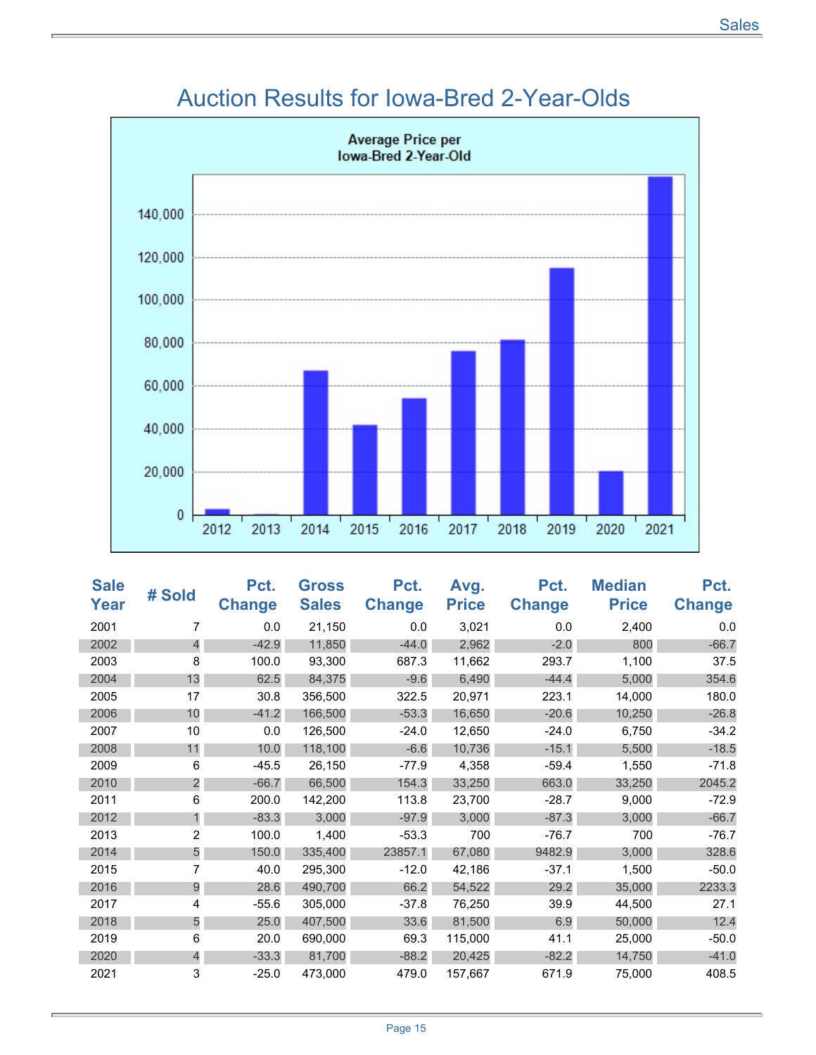# Auction Results for Iowa-Bred 2-Year-Olds

Average Price per
Iowa-Bred 2-Year-Old

140,000
120,000
100,000
80,000
60,000
40,000
20,000
0

2012 2013 2014 2015 2016 2017 2018 2019 2020 2021

| Sale Year | # Sold | Pct. Change | Gross Sales | Pct. Change | Avg. Price | Pct. Change | Median Price | Pct. Change |
|---|---|---|---|---|---|---|---|---|
| 2001 | 7 | 0.0 | 21,150 | 0.0 | 3,021 | 0.0 | 2,400 | 0.0 |
| 2002 | 4 | -42.9 | 11,850 | -44.0 | 2,962 | -2.0 | 800 | -66.7 |
| 2003 | 8 | 100.0 | 93,300 | 687.3 | 11,662 | 293.7 | 1,100 | 37.5 |
| 2004 | 13 | 62.5 | 84,375 | -9.6 | 6,490 | -44.4 | 5,000 | 354.6 |
| 2005 | 17 | 30.8 | 356,500 | 322.5 | 20,971 | 223.1 | 14,000 | 180.0 |
| 2006 | 10 | -41.2 | 166,500 | -53.3 | 16,650 | -20.6 | 10,250 | -26.8 |
| 2007 | 10 | 0.0 | 126,500 | -24.0 | 12,650 | -24.0 | 6,750 | -34.2 |
| 2008 | 11 | 10.0 | 118,100 | -6.6 | 10,736 | -15.1 | 5,500 | -18.5 |
| 2009 | 6 | -45.5 | 26,150 | -77.9 | 4,358 | -59.4 | 1,550 | -71.8 |
| 2010 | 2 | -66.7 | 66,500 | 154.3 | 33,250 | 663.0 | 33,250 | 2045.2 |
| 2011 | 6 | 200.0 | 142,200 | 113.8 | 23,700 | -28.7 | 9,000 | -72.9 |
| 2012 | 1 | -83.3 | 3,000 | -97.9 | 3,000 | -87.3 | 3,000 | -66.7 |
| 2013 | 2 | 100.0 | 1,400 | -53.3 | 700 | -76.7 | 700 | -76.7 |
| 2014 | 5 | 150.0 | 335,400 | 23857.1 | 67,080 | 9482.9 | 3,000 | 328.6 |
| 2015 | 7 | 40.0 | 295,300 | -12.0 | 42,186 | -37.1 | 1,500 | -50.0 |
| 2016 | 9 | 28.6 | 490,700 | 66.2 | 54,522 | 29.2 | 35,000 | 2233.3 |
| 2017 | 4 | -55.6 | 305,000 | -37.8 | 76,250 | 39.9 | 44,500 | 27.1 |
| 2018 | 5 | 25.0 | 407,500 | 33.6 | 81,500 | 6.9 | 50,000 | 12.4 |
| 2019 | 6 | 20.0 | 690,000 | 69.3 | 115,000 | 41.1 | 25,000 | -50.0 |
| 2020 | 4 | -33.3 | 81,700 | -88.2 | 20,425 | -82.2 | 14,750 | -41.0 |
| 2021 | 3 | -25.0 | 473,000 | 479.0 | 157,667 | 671.9 | 75,000 | 408.5 |